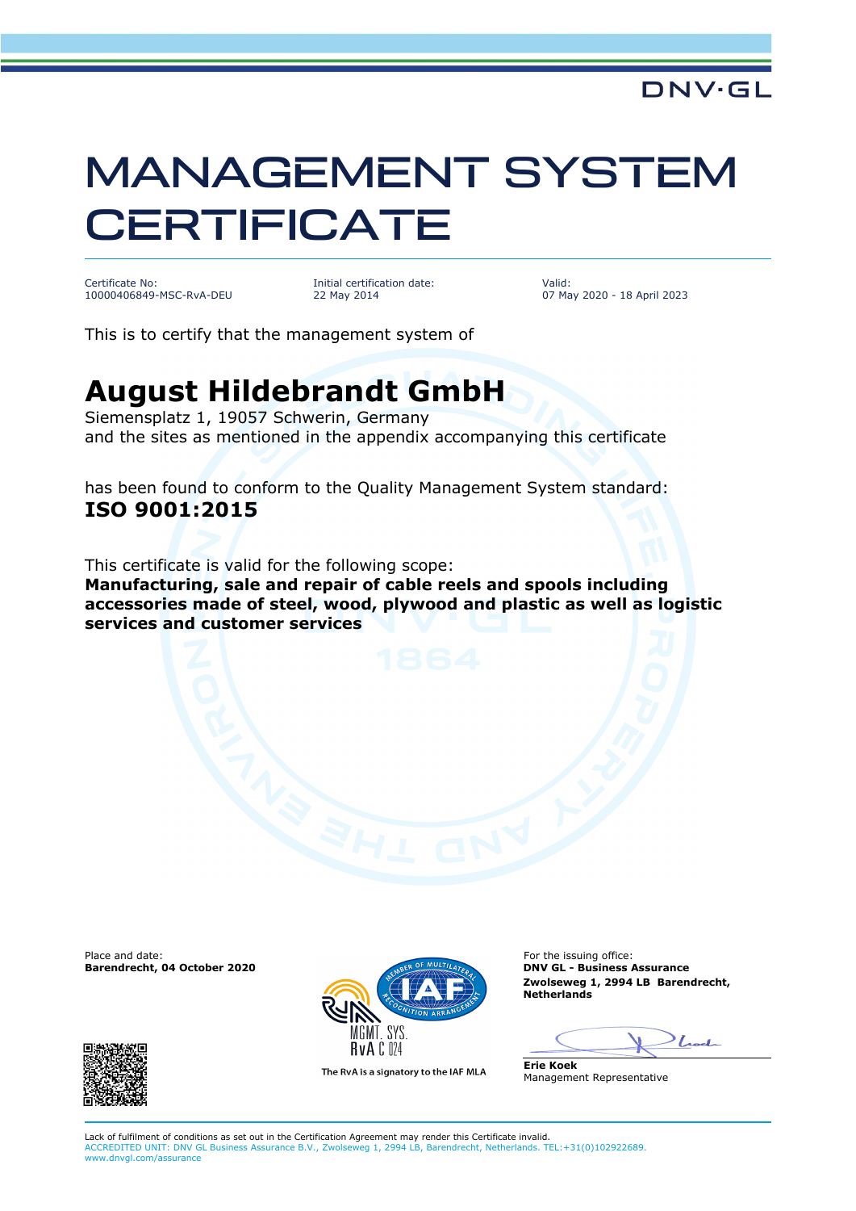DNV·GL

# MANAGEMENT SYSTEM CERTIFICATE

| Certificate No: | Initial certification date: | Valid: |
| --- | --- | --- |
| 10000406849-MSC-RvA-DEU | 22 May 2014 | 07 May 2020 - 18 April 2023 |

This is to certify that the management system of

## August Hildebrandt GmbH

Siemensplatz 1, 19057 Schwerin, Germany
and the sites as mentioned in the appendix accompanying this certificate

has been found to conform to the Quality Management System standard:
**ISO 9001:2015**

This certificate is valid for the following scope:
**Manufacturing, sale and repair of cable reels and spools including accessories made of steel, wood, plywood and plastic as well as logistic services and customer services**

Place and date:
**Barendrecht, 04 October 2020**

MGMT. SYS.
RvA C 024

The RvA is a signatory to the IAF MLA

For the issuing office:
**DNV GL - Business Assurance**
**Zwolseweg 1, 2994 LB Barendrecht, Netherlands**

**Erie Koek**
Management Representative

Lack of fulfilment of conditions as set out in the Certification Agreement may render this Certificate invalid.
ACCREDITED UNIT: DNV GL Business Assurance B.V., Zwolseweg 1, 2994 LB, Barendrecht, Netherlands. TEL:+31(0)102922689. www.dnvgl.com/assurance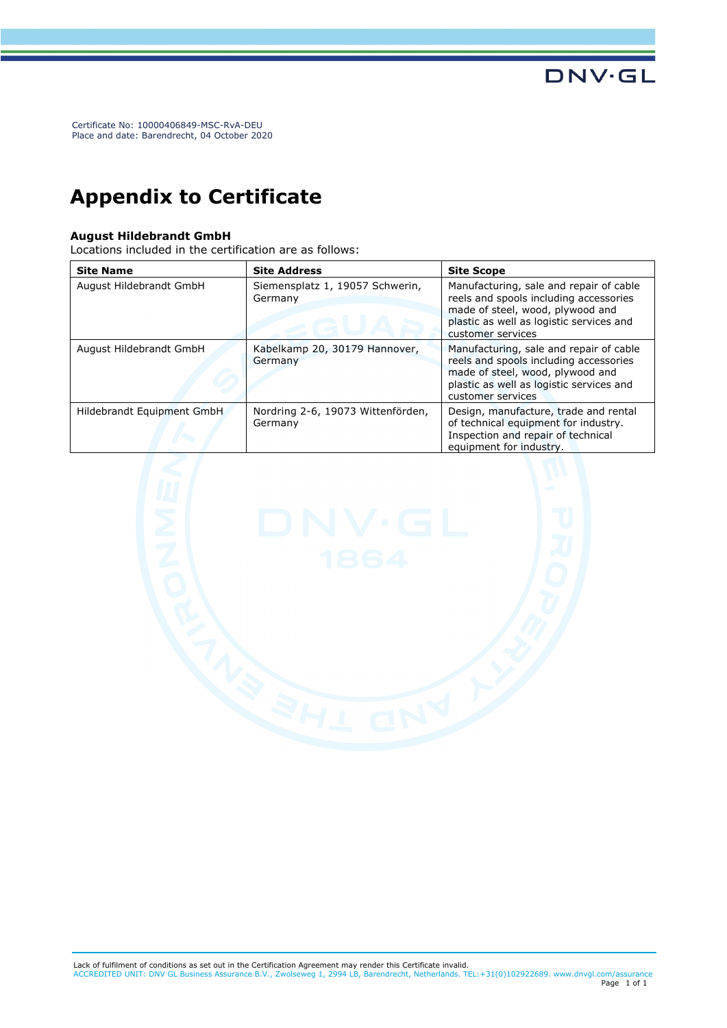Certificate No: 10000406849-MSC-RvA-DEU
Place and date: Barendrecht, 04 October 2020

# Appendix to Certificate

**August Hildebrandt GmbH**
Locations included in the certification are as follows:

| Site Name | Site Address | Site Scope |
|---|---|---|
| August Hildebrandt GmbH | Siemensplatz 1, 19057 Schwerin, Germany | Manufacturing, sale and repair of cable reels and spools including accessories made of steel, wood, plywood and plastic as well as logistic services and customer services |
| August Hildebrandt GmbH | Kabelkamp 20, 30179 Hannover, Germany | Manufacturing, sale and repair of cable reels and spools including accessories made of steel, wood, plywood and plastic as well as logistic services and customer services |
| Hildebrandt Equipment GmbH | Nordring 2-6, 19073 Wittenförden, Germany | Design, manufacture, trade and rental of technical equipment for industry. Inspection and repair of technical equipment for industry. |

Lack of fulfilment of conditions as set out in the Certification Agreement may render this Certificate invalid.
ACCREDITED UNIT: DNV GL Business Assurance B.V., Zwolseweg 1, 2994 LB, Barendrecht, Netherlands. TEL:+31(0)102922689. www.dnvgl.com/assurance